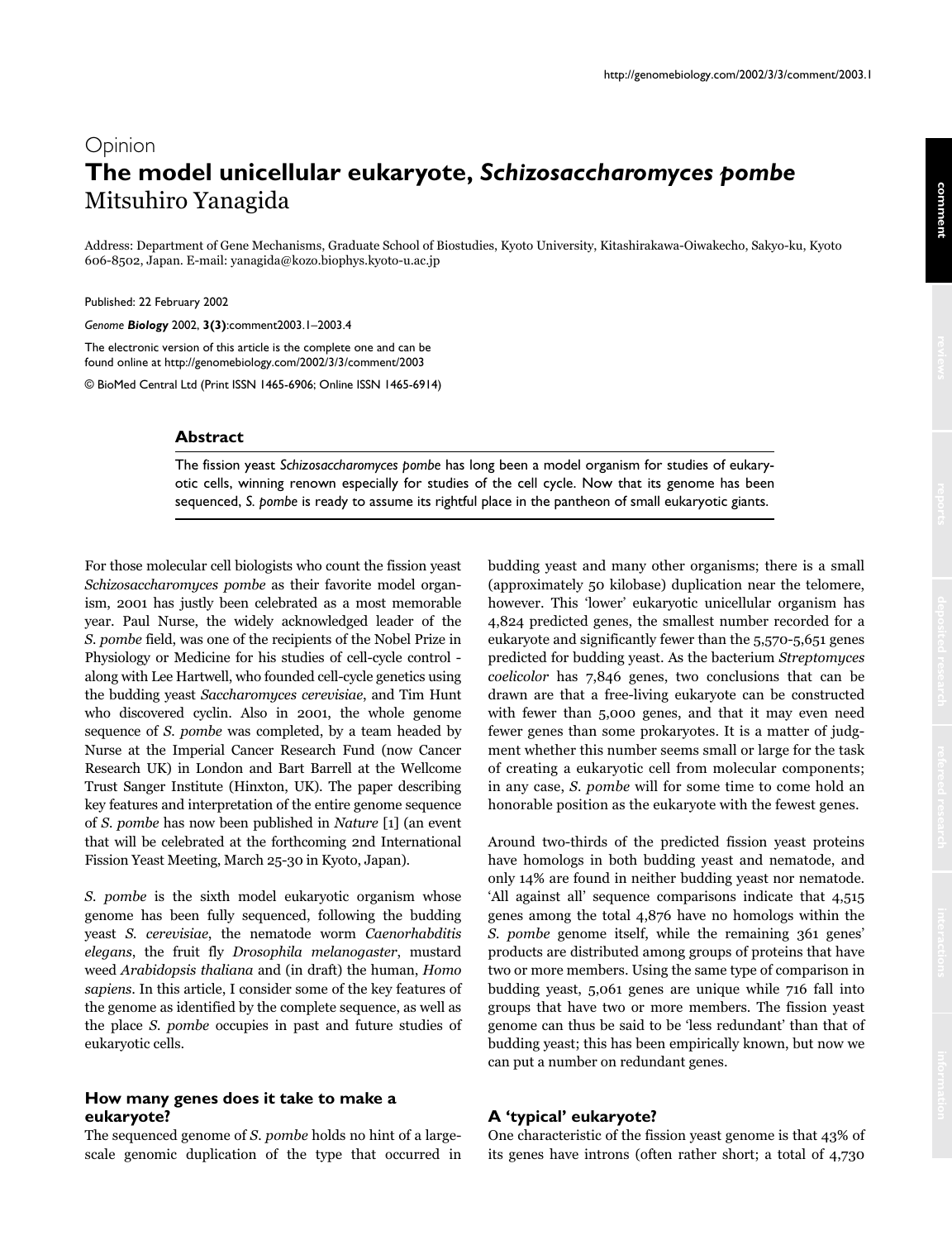Opinion

# The model unicellular eukaryote, *Schizosaccharomyces pombe*

Mitsuhiro Yanagida

Address: Department of Gene Mechanisms, Graduate School of Biostudies, Kyoto University, Kitashirakawa-Oiwakecho, Sakyo-ku, Kyoto 606-8502, Japan. E-mail: yanagida@kozo.biophys.kyoto-u.ac.jp

Published: 22 February 2002

*Genome* ***Biology*** 2002, **3(3)**:comment2003.1–2003.4

The electronic version of this article is the complete one and can be found online at http://genomebiology.com/2002/3/3/comment/2003

© BioMed Central Ltd (Print ISSN 1465-6906; Online ISSN 1465-6914)

## Abstract

The fission yeast *Schizosaccharomyces pombe* has long been a model organism for studies of eukaryotic cells, winning renown especially for studies of the cell cycle. Now that its genome has been sequenced, *S. pombe* is ready to assume its rightful place in the pantheon of small eukaryotic giants.

For those molecular cell biologists who count the fission yeast *Schizosaccharomyces pombe* as their favorite model organism, 2001 has justly been celebrated as a most memorable year. Paul Nurse, the widely acknowledged leader of the *S. pombe* field, was one of the recipients of the Nobel Prize in Physiology or Medicine for his studies of cell-cycle control - along with Lee Hartwell, who founded cell-cycle genetics using the budding yeast *Saccharomyces cerevisiae*, and Tim Hunt who discovered cyclin. Also in 2001, the whole genome sequence of *S. pombe* was completed, by a team headed by Nurse at the Imperial Cancer Research Fund (now Cancer Research UK) in London and Bart Barrell at the Wellcome Trust Sanger Institute (Hinxton, UK). The paper describing key features and interpretation of the entire genome sequence of *S. pombe* has now been published in *Nature* [1] (an event that will be celebrated at the forthcoming 2nd International Fission Yeast Meeting, March 25-30 in Kyoto, Japan).

*S. pombe* is the sixth model eukaryotic organism whose genome has been fully sequenced, following the budding yeast *S. cerevisiae*, the nematode worm *Caenorhabditis elegans*, the fruit fly *Drosophila melanogaster*, mustard weed *Arabidopsis thaliana* and (in draft) the human, *Homo sapiens*. In this article, I consider some of the key features of the genome as identified by the complete sequence, as well as the place *S. pombe* occupies in past and future studies of eukaryotic cells.

### How many genes does it take to make a eukaryote?

The sequenced genome of *S. pombe* holds no hint of a large-scale genomic duplication of the type that occurred in budding yeast and many other organisms; there is a small (approximately 50 kilobase) duplication near the telomere, however. This 'lower' eukaryotic unicellular organism has 4,824 predicted genes, the smallest number recorded for a eukaryote and significantly fewer than the 5,570-5,651 genes predicted for budding yeast. As the bacterium *Streptomyces coelicolor* has 7,846 genes, two conclusions that can be drawn are that a free-living eukaryote can be constructed with fewer than 5,000 genes, and that it may even need fewer genes than some prokaryotes. It is a matter of judgment whether this number seems small or large for the task of creating a eukaryotic cell from molecular components; in any case, *S. pombe* will for some time to come hold an honorable position as the eukaryote with the fewest genes.

Around two-thirds of the predicted fission yeast proteins have homologs in both budding yeast and nematode, and only 14% are found in neither budding yeast nor nematode. 'All against all' sequence comparisons indicate that 4,515 genes among the total 4,876 have no homologs within the *S. pombe* genome itself, while the remaining 361 genes' products are distributed among groups of proteins that have two or more members. Using the same type of comparison in budding yeast, 5,061 genes are unique while 716 fall into groups that have two or more members. The fission yeast genome can thus be said to be 'less redundant' than that of budding yeast; this has been empirically known, but now we can put a number on redundant genes.

### A 'typical' eukaryote?

One characteristic of the fission yeast genome is that 43% of its genes have introns (often rather short; a total of 4,730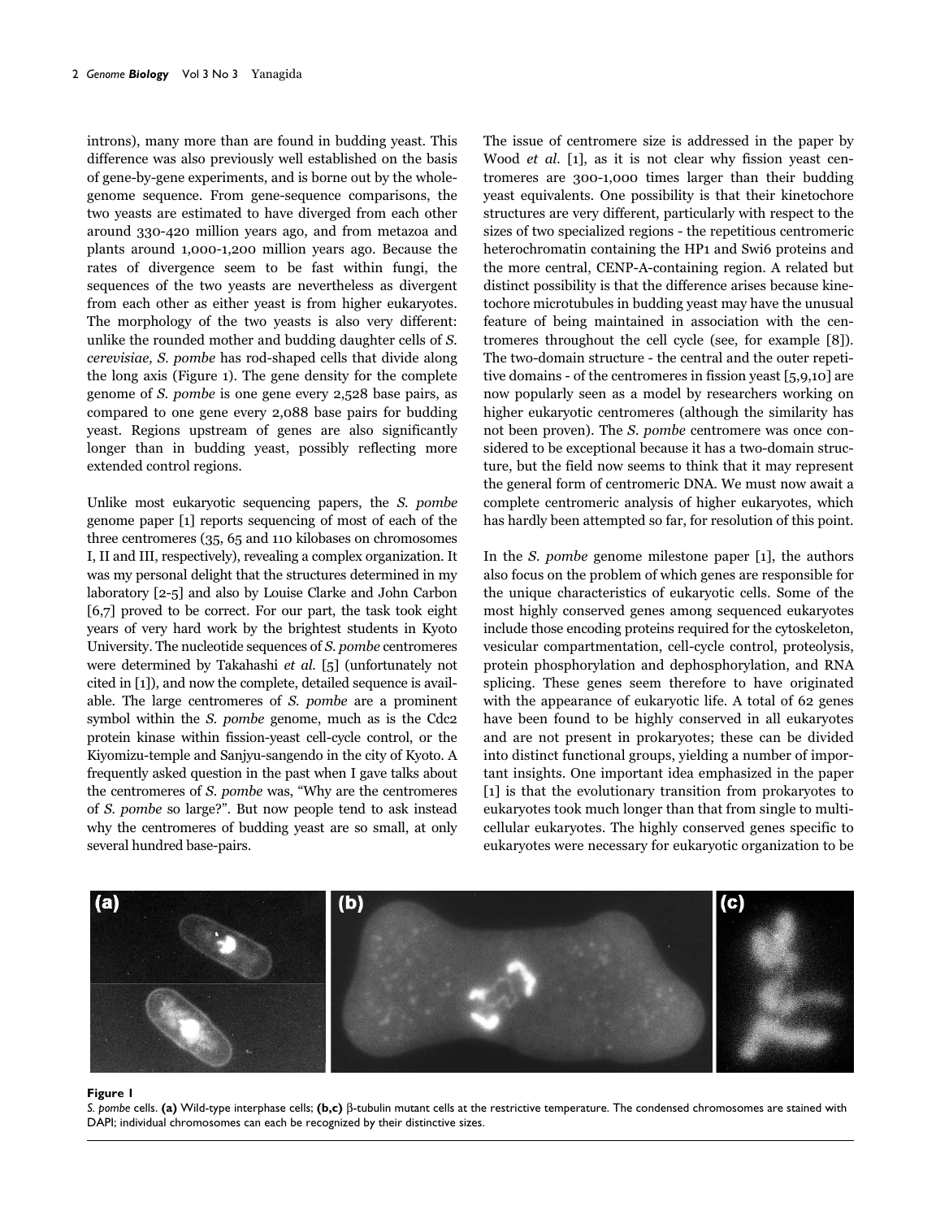introns), many more than are found in budding yeast. This difference was also previously well established on the basis of gene-by-gene experiments, and is borne out by the whole-genome sequence. From gene-sequence comparisons, the two yeasts are estimated to have diverged from each other around 330-420 million years ago, and from metazoa and plants around 1,000-1,200 million years ago. Because the rates of divergence seem to be fast within fungi, the sequences of the two yeasts are nevertheless as divergent from each other as either yeast is from higher eukaryotes. The morphology of the two yeasts is also very different: unlike the rounded mother and budding daughter cells of *S. cerevisiae, S. pombe* has rod-shaped cells that divide along the long axis (Figure 1). The gene density for the complete genome of *S. pombe* is one gene every 2,528 base pairs, as compared to one gene every 2,088 base pairs for budding yeast. Regions upstream of genes are also significantly longer than in budding yeast, possibly reflecting more extended control regions.

Unlike most eukaryotic sequencing papers, the *S. pombe* genome paper [1] reports sequencing of most of each of the three centromeres (35, 65 and 110 kilobases on chromosomes I, II and III, respectively), revealing a complex organization. It was my personal delight that the structures determined in my laboratory [2-5] and also by Louise Clarke and John Carbon [6,7] proved to be correct. For our part, the task took eight years of very hard work by the brightest students in Kyoto University. The nucleotide sequences of *S. pombe* centromeres were determined by Takahashi *et al.* [5] (unfortunately not cited in [1]), and now the complete, detailed sequence is available. The large centromeres of *S. pombe* are a prominent symbol within the *S. pombe* genome, much as is the Cdc2 protein kinase within fission-yeast cell-cycle control, or the Kiyomizu-temple and Sanjyu-sangendo in the city of Kyoto. A frequently asked question in the past when I gave talks about the centromeres of *S. pombe* was, "Why are the centromeres of *S. pombe* so large?". But now people tend to ask instead why the centromeres of budding yeast are so small, at only several hundred base-pairs.

The issue of centromere size is addressed in the paper by Wood *et al.* [1], as it is not clear why fission yeast centromeres are 300-1,000 times larger than their budding yeast equivalents. One possibility is that their kinetochore structures are very different, particularly with respect to the sizes of two specialized regions - the repetitious centromeric heterochromatin containing the HP1 and Swi6 proteins and the more central, CENP-A-containing region. A related but distinct possibility is that the difference arises because kinetochore microtubules in budding yeast may have the unusual feature of being maintained in association with the centromeres throughout the cell cycle (see, for example [8]). The two-domain structure - the central and the outer repetitive domains - of the centromeres in fission yeast [5,9,10] are now popularly seen as a model by researchers working on higher eukaryotic centromeres (although the similarity has not been proven). The *S. pombe* centromere was once considered to be exceptional because it has a two-domain structure, but the field now seems to think that it may represent the general form of centromeric DNA. We must now await a complete centromeric analysis of higher eukaryotes, which has hardly been attempted so far, for resolution of this point.

In the *S. pombe* genome milestone paper [1], the authors also focus on the problem of which genes are responsible for the unique characteristics of eukaryotic cells. Some of the most highly conserved genes among sequenced eukaryotes include those encoding proteins required for the cytoskeleton, vesicular compartmentation, cell-cycle control, proteolysis, protein phosphorylation and dephosphorylation, and RNA splicing. These genes seem therefore to have originated with the appearance of eukaryotic life. A total of 62 genes have been found to be highly conserved in all eukaryotes and are not present in prokaryotes; these can be divided into distinct functional groups, yielding a number of important insights. One important idea emphasized in the paper [1] is that the evolutionary transition from prokaryotes to eukaryotes took much longer than that from single to multicellular eukaryotes. The highly conserved genes specific to eukaryotes were necessary for eukaryotic organization to be

**Figure 1**

*S. pombe* cells. **(a)** Wild-type interphase cells; **(b,c)** β-tubulin mutant cells at the restrictive temperature. The condensed chromosomes are stained with DAPI; individual chromosomes can each be recognized by their distinctive sizes.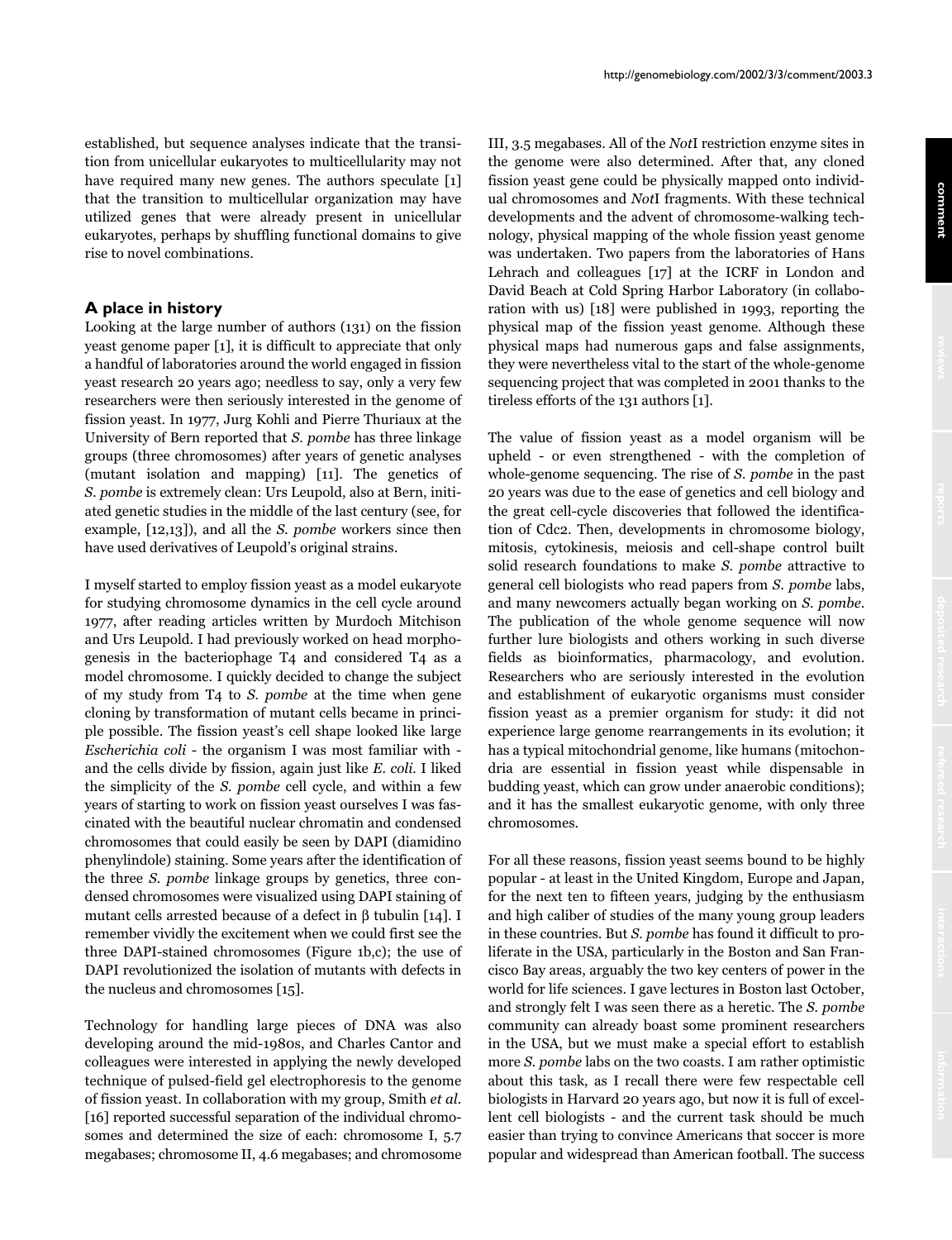established, but sequence analyses indicate that the transition from unicellular eukaryotes to multicellularity may not have required many new genes. The authors speculate [1] that the transition to multicellular organization may have utilized genes that were already present in unicellular eukaryotes, perhaps by shuffling functional domains to give rise to novel combinations.

## A place in history

Looking at the large number of authors (131) on the fission yeast genome paper [1], it is difficult to appreciate that only a handful of laboratories around the world engaged in fission yeast research 20 years ago; needless to say, only a very few researchers were then seriously interested in the genome of fission yeast. In 1977, Jurg Kohli and Pierre Thuriaux at the University of Bern reported that *S. pombe* has three linkage groups (three chromosomes) after years of genetic analyses (mutant isolation and mapping) [11]. The genetics of *S. pombe* is extremely clean: Urs Leupold, also at Bern, initiated genetic studies in the middle of the last century (see, for example, [12,13]), and all the *S. pombe* workers since then have used derivatives of Leupold's original strains.

I myself started to employ fission yeast as a model eukaryote for studying chromosome dynamics in the cell cycle around 1977, after reading articles written by Murdoch Mitchison and Urs Leupold. I had previously worked on head morphogenesis in the bacteriophage T4 and considered T4 as a model chromosome. I quickly decided to change the subject of my study from T4 to *S. pombe* at the time when gene cloning by transformation of mutant cells became in principle possible. The fission yeast's cell shape looked like large *Escherichia coli* - the organism I was most familiar with - and the cells divide by fission, again just like *E. coli*. I liked the simplicity of the *S. pombe* cell cycle, and within a few years of starting to work on fission yeast ourselves I was fascinated with the beautiful nuclear chromatin and condensed chromosomes that could easily be seen by DAPI (diamidino phenylindole) staining. Some years after the identification of the three *S. pombe* linkage groups by genetics, three condensed chromosomes were visualized using DAPI staining of mutant cells arrested because of a defect in β tubulin [14]. I remember vividly the excitement when we could first see the three DAPI-stained chromosomes (Figure 1b,c); the use of DAPI revolutionized the isolation of mutants with defects in the nucleus and chromosomes [15].

Technology for handling large pieces of DNA was also developing around the mid-1980s, and Charles Cantor and colleagues were interested in applying the newly developed technique of pulsed-field gel electrophoresis to the genome of fission yeast. In collaboration with my group, Smith *et al.* [16] reported successful separation of the individual chromosomes and determined the size of each: chromosome I, 5.7 megabases; chromosome II, 4.6 megabases; and chromosome III, 3.5 megabases. All of the *Not*I restriction enzyme sites in the genome were also determined. After that, any cloned fission yeast gene could be physically mapped onto individual chromosomes and *Not*I fragments. With these technical developments and the advent of chromosome-walking technology, physical mapping of the whole fission yeast genome was undertaken. Two papers from the laboratories of Hans Lehrach and colleagues [17] at the ICRF in London and David Beach at Cold Spring Harbor Laboratory (in collaboration with us) [18] were published in 1993, reporting the physical map of the fission yeast genome. Although these physical maps had numerous gaps and false assignments, they were nevertheless vital to the start of the whole-genome sequencing project that was completed in 2001 thanks to the tireless efforts of the 131 authors [1].

The value of fission yeast as a model organism will be upheld - or even strengthened - with the completion of whole-genome sequencing. The rise of *S. pombe* in the past 20 years was due to the ease of genetics and cell biology and the great cell-cycle discoveries that followed the identification of Cdc2. Then, developments in chromosome biology, mitosis, cytokinesis, meiosis and cell-shape control built solid research foundations to make *S. pombe* attractive to general cell biologists who read papers from *S. pombe* labs, and many newcomers actually began working on *S. pombe*. The publication of the whole genome sequence will now further lure biologists and others working in such diverse fields as bioinformatics, pharmacology, and evolution. Researchers who are seriously interested in the evolution and establishment of eukaryotic organisms must consider fission yeast as a premier organism for study: it did not experience large genome rearrangements in its evolution; it has a typical mitochondrial genome, like humans (mitochondria are essential in fission yeast while dispensable in budding yeast, which can grow under anaerobic conditions); and it has the smallest eukaryotic genome, with only three chromosomes.

For all these reasons, fission yeast seems bound to be highly popular - at least in the United Kingdom, Europe and Japan, for the next ten to fifteen years, judging by the enthusiasm and high caliber of studies of the many young group leaders in these countries. But *S. pombe* has found it difficult to proliferate in the USA, particularly in the Boston and San Francisco Bay areas, arguably the two key centers of power in the world for life sciences. I gave lectures in Boston last October, and strongly felt I was seen there as a heretic. The *S. pombe* community can already boast some prominent researchers in the USA, but we must make a special effort to establish more *S. pombe* labs on the two coasts. I am rather optimistic about this task, as I recall there were few respectable cell biologists in Harvard 20 years ago, but now it is full of excellent cell biologists - and the current task should be much easier than trying to convince Americans that soccer is more popular and widespread than American football. The success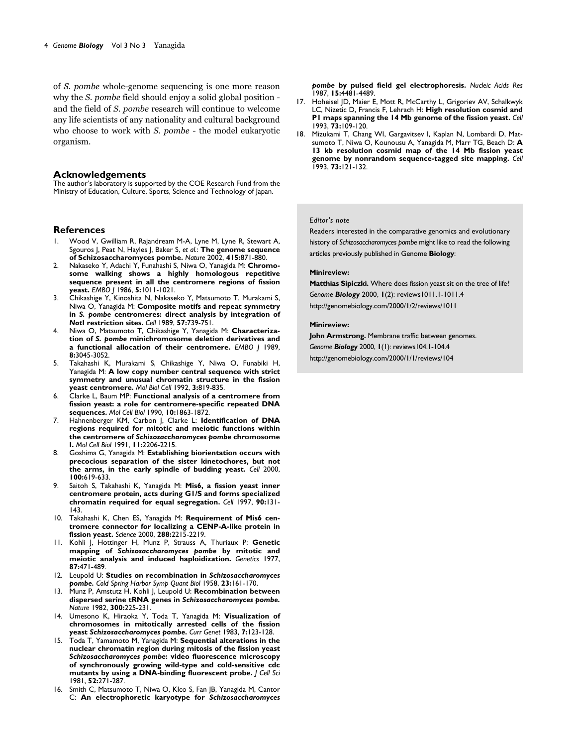of *S. pombe* whole-genome sequencing is one more reason why the *S. pombe* field should enjoy a solid global position - and the field of *S. pombe* research will continue to welcome any life scientists of any nationality and cultural background who choose to work with *S. pombe* - the model eukaryotic organism.

## Acknowledgements

The author's laboratory is supported by the COE Research Fund from the Ministry of Education, Culture, Sports, Science and Technology of Japan.

## References

1. Wood V, Gwilliam R, Rajandream M-A, Lyne M, Lyne R, Stewart A, Sgouros J, Peat N, Hayles J, Baker S, *et al.*: **The genome sequence of Schizosaccharomyces pombe.** *Nature* 2002, **415:**871-880.
2. Nakaseko Y, Adachi Y, Funahashi S, Niwa O, Yanagida M: **Chromosome walking shows a highly homologous repetitive sequence present in all the centromere regions of fission yeast.** *EMBO J* 1986, **5:**1011-1021.
3. Chikashige Y, Kinoshita N, Nakaseko Y, Matsumoto T, Murakami S, Niwa O, Yanagida M: **Composite motifs and repeat symmetry in *S. pombe* centromeres: direct analysis by integration of *Not*I restriction sites.** *Cell* 1989, **57:**739-751.
4. Niwa O, Matsumoto T, Chikashige Y, Yanagida M: **Characterization of *S. pombe* minichromosome deletion derivatives and a functional allocation of their centromere.** *EMBO J* 1989, **8:**3045-3052.
5. Takahashi K, Murakami S, Chikashige Y, Niwa O, Funabiki H, Yanagida M: **A low copy number central sequence with strict symmetry and unusual chromatin structure in the fission yeast centromere.** *Mol Biol Cell* 1992, **3:**819-835.
6. Clarke L, Baum MP: **Functional analysis of a centromere from fission yeast: a role for centromere-specific repeated DNA sequences.** *Mol Cell Biol* 1990, **10:**1863-1872.
7. Hahnenberger KM, Carbon J, Clarke L: **Identification of DNA regions required for mitotic and meiotic functions within the centromere of *Schizosaccharomyces pombe* chromosome I.** *Mol Cell Biol* 1991, **11:**2206-2215.
8. Goshima G, Yanagida M: **Establishing biorientation occurs with precocious separation of the sister kinetochores, but not the arms, in the early spindle of budding yeast.** *Cell* 2000, **100:**619-633.
9. Saitoh S, Takahashi K, Yanagida M: **Mis6, a fission yeast inner centromere protein, acts during G1/S and forms specialized chromatin required for equal segregation.** *Cell* 1997, **90:**131-143.
10. Takahashi K, Chen ES, Yanagida M: **Requirement of Mis6 centromere connector for localizing a CENP-A-like protein in fission yeast.** *Science* 2000, **288:**2215-2219.
11. Kohli J, Hottinger H, Munz P, Strauss A, Thuriaux P: **Genetic mapping of *Schizosaccharomyces pombe* by mitotic and meiotic analysis and induced haploidization.** *Genetics* 1977, **87:**471-489.
12. Leupold U: **Studies on recombination in *Schizosaccharomyces pombe*.** *Cold Spring Harbor Symp Quant Biol* 1958, **23:**161-170.
13. Munz P, Amstutz H, Kohli J, Leupold U: **Recombination between dispersed serine tRNA genes in *Schizosaccharomyces pombe*.** *Nature* 1982, **300:**225-231.
14. Umesono K, Hiraoka Y, Toda T, Yanagida M: **Visualization of chromosomes in mitotically arrested cells of the fission yeast *Schizosaccharomyces pombe*.** *Curr Genet* 1983, **7:**123-128.
15. Toda T, Yamamoto M, Yanagida M: **Sequential alterations in the nuclear chromatin region during mitosis of the fission yeast *Schizosaccharomyces pombe*: video fluorescence microscopy of synchronously growing wild-type and cold-sensitive cdc mutants by using a DNA-binding fluorescent probe.** *J Cell Sci* 1981, **52:**271-287.
16. Smith C, Matsumoto T, Niwa O, Klco S, Fan JB, Yanagida M, Cantor C: **An electrophoretic karyotype for *Schizosaccharomyces pombe* by pulsed field gel electrophoresis.** *Nucleic Acids Res* 1987, **15:**4481-4489.
17. Hoheisel JD, Maier E, Mott R, McCarthy L, Grigoriev AV, Schalkwyk LC, Nizetic D, Francis F, Lehrach H: **High resolution cosmid and P1 maps spanning the 14 Mb genome of the fission yeast.** *Cell* 1993, **73:**109-120.
18. Mizukami T, Chang WI, Gargavitsev I, Kaplan N, Lombardi D, Matsumoto T, Niwa O, Kounousu A, Yanagida M, Marr TG, Beach D: **A 13 kb resolution cosmid map of the 14 Mb fission yeast genome by nonrandom sequence-tagged site mapping.** *Cell* 1993, **73:**121-132.

*Editor's note*

Readers interested in the comparative genomics and evolutionary history of *Schizosaccharomyces pombe* might like to read the following articles previously published in Genome **Biology**:

**Minireview:**

**Matthias Sipiczki.** Where does fission yeast sit on the tree of life? *Genome **Biology*** 2000, **1**(2): reviews1011.1-1011.4
http://genomebiology.com/2000/1/2/reviews/1011

**Minireview:**

**John Armstrong.** Membrane traffic between genomes. *Genome **Biology*** 2000, **1**(1): reviews104.1-104.4
http://genomebiology.com/2000/1/1/reviews/104